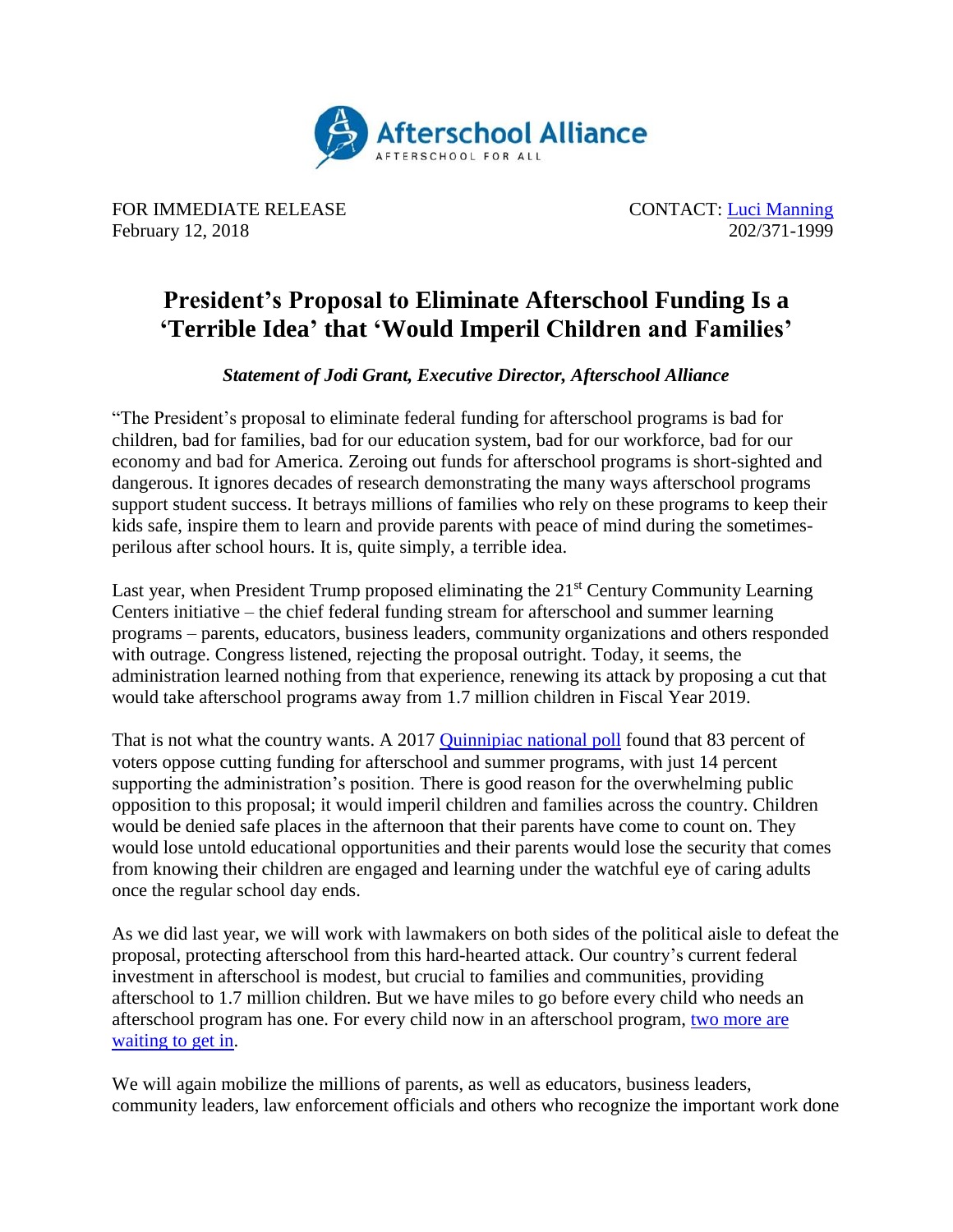Afterschool Alliance
AFTERSCHOOL FOR ALL

FOR IMMEDIATE RELEASE
February 12, 2018

CONTACT: Luci Manning
202/371-1999

# President's Proposal to Eliminate Afterschool Funding Is a 'Terrible Idea' that 'Would Imperil Children and Families'

***Statement of Jodi Grant, Executive Director, Afterschool Alliance***

"The President's proposal to eliminate federal funding for afterschool programs is bad for children, bad for families, bad for our education system, bad for our workforce, bad for our economy and bad for America. Zeroing out funds for afterschool programs is short-sighted and dangerous. It ignores decades of research demonstrating the many ways afterschool programs support student success. It betrays millions of families who rely on these programs to keep their kids safe, inspire them to learn and provide parents with peace of mind during the sometimes-perilous after school hours. It is, quite simply, a terrible idea.

Last year, when President Trump proposed eliminating the 21st Century Community Learning Centers initiative – the chief federal funding stream for afterschool and summer learning programs – parents, educators, business leaders, community organizations and others responded with outrage. Congress listened, rejecting the proposal outright. Today, it seems, the administration learned nothing from that experience, renewing its attack by proposing a cut that would take afterschool programs away from 1.7 million children in Fiscal Year 2019.

That is not what the country wants. A 2017 Quinnipiac national poll found that 83 percent of voters oppose cutting funding for afterschool and summer programs, with just 14 percent supporting the administration's position. There is good reason for the overwhelming public opposition to this proposal; it would imperil children and families across the country. Children would be denied safe places in the afternoon that their parents have come to count on. They would lose untold educational opportunities and their parents would lose the security that comes from knowing their children are engaged and learning under the watchful eye of caring adults once the regular school day ends.

As we did last year, we will work with lawmakers on both sides of the political aisle to defeat the proposal, protecting afterschool from this hard-hearted attack. Our country's current federal investment in afterschool is modest, but crucial to families and communities, providing afterschool to 1.7 million children. But we have miles to go before every child who needs an afterschool program has one. For every child now in an afterschool program, two more are waiting to get in.

We will again mobilize the millions of parents, as well as educators, business leaders, community leaders, law enforcement officials and others who recognize the important work done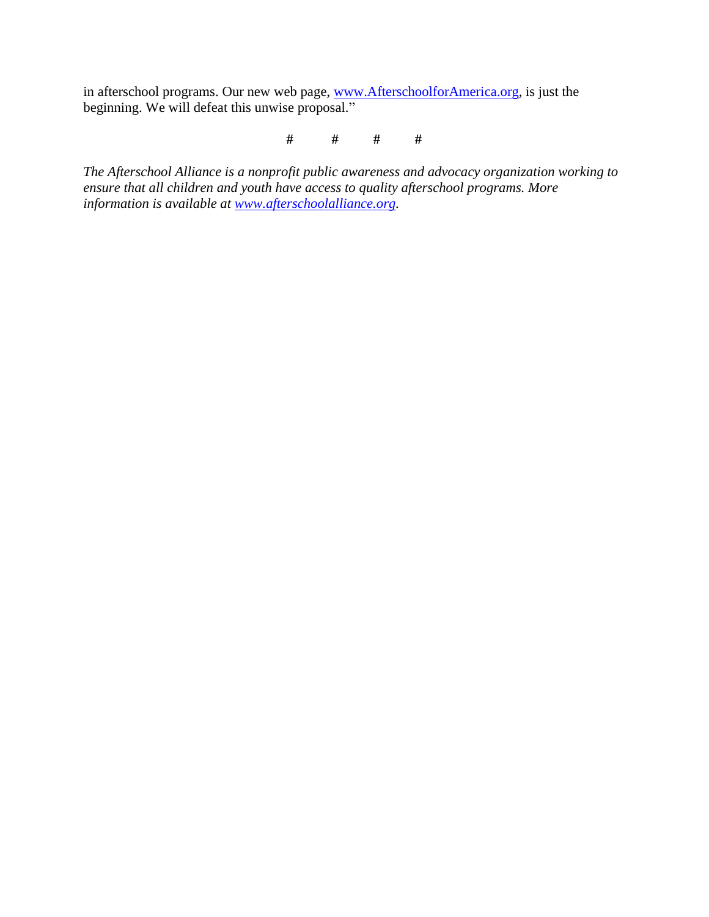in afterschool programs. Our new web page, [www.AfterschoolforAmerica.org](http://www.AfterschoolforAmerica.org), is just the beginning. We will defeat this unwise proposal."

# # # #

*The Afterschool Alliance is a nonprofit public awareness and advocacy organization working to ensure that all children and youth have access to quality afterschool programs. More information is available at [www.afterschoolalliance.org](http://www.afterschoolalliance.org).*